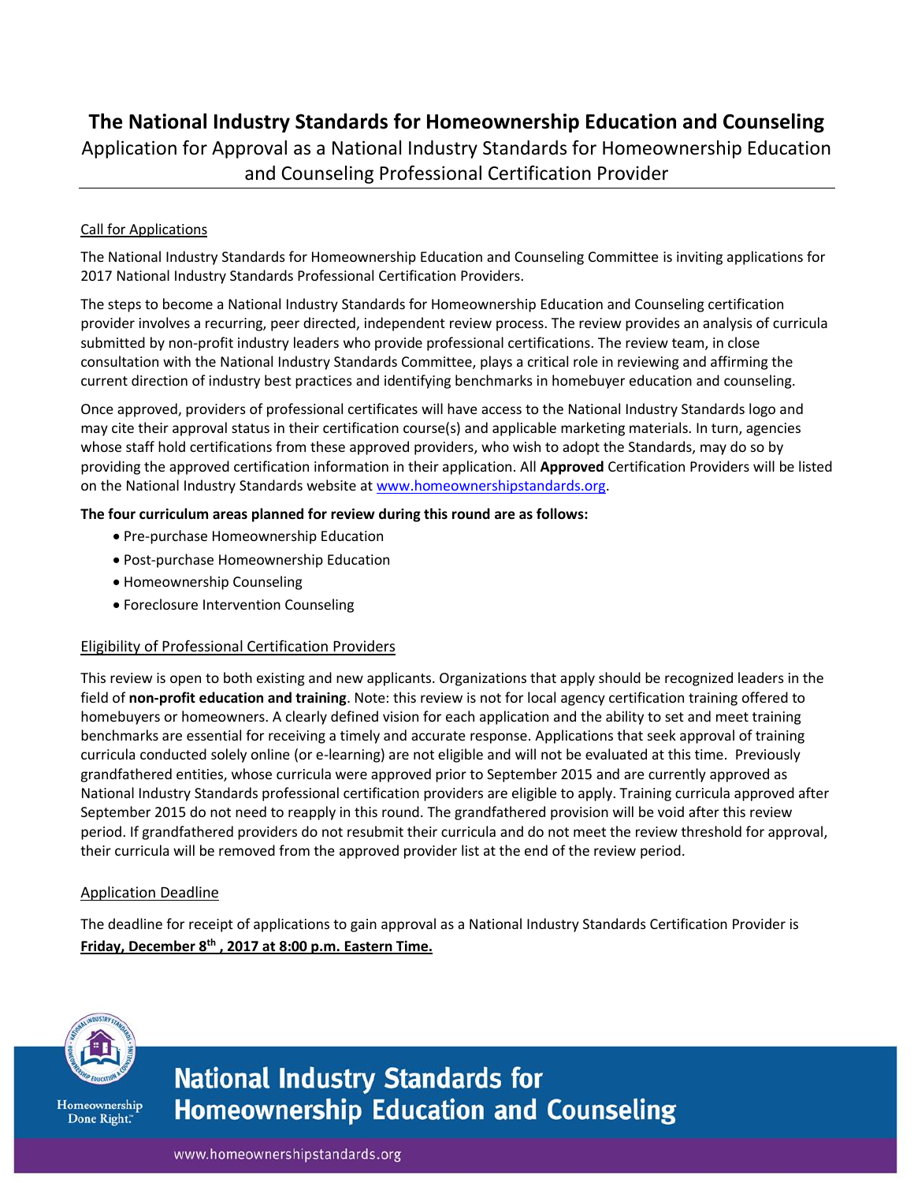# The National Industry Standards for Homeownership Education and Counseling

Application for Approval as a National Industry Standards for Homeownership Education and Counseling Professional Certification Provider

## Call for Applications

The National Industry Standards for Homeownership Education and Counseling Committee is inviting applications for 2017 National Industry Standards Professional Certification Providers.

The steps to become a National Industry Standards for Homeownership Education and Counseling certification provider involves a recurring, peer directed, independent review process. The review provides an analysis of curricula submitted by non-profit industry leaders who provide professional certifications. The review team, in close consultation with the National Industry Standards Committee, plays a critical role in reviewing and affirming the current direction of industry best practices and identifying benchmarks in homebuyer education and counseling.

Once approved, providers of professional certificates will have access to the National Industry Standards logo and may cite their approval status in their certification course(s) and applicable marketing materials. In turn, agencies whose staff hold certifications from these approved providers, who wish to adopt the Standards, may do so by providing the approved certification information in their application. All **Approved** Certification Providers will be listed on the National Industry Standards website at www.homeownershipstandards.org.

**The four curriculum areas planned for review during this round are as follows:**

- Pre-purchase Homeownership Education
- Post-purchase Homeownership Education
- Homeownership Counseling
- Foreclosure Intervention Counseling

## Eligibility of Professional Certification Providers

This review is open to both existing and new applicants. Organizations that apply should be recognized leaders in the field of **non-profit education and training**. Note: this review is not for local agency certification training offered to homebuyers or homeowners. A clearly defined vision for each application and the ability to set and meet training benchmarks are essential for receiving a timely and accurate response. Applications that seek approval of training curricula conducted solely online (or e-learning) are not eligible and will not be evaluated at this time. Previously grandfathered entities, whose curricula were approved prior to September 2015 and are currently approved as National Industry Standards professional certification providers are eligible to apply. Training curricula approved after September 2015 do not need to reapply in this round. The grandfathered provision will be void after this review period. If grandfathered providers do not resubmit their curricula and do not meet the review threshold for approval, their curricula will be removed from the approved provider list at the end of the review period.

## Application Deadline

The deadline for receipt of applications to gain approval as a National Industry Standards Certification Provider is **Friday, December 8th, 2017 at 8:00 p.m. Eastern Time.**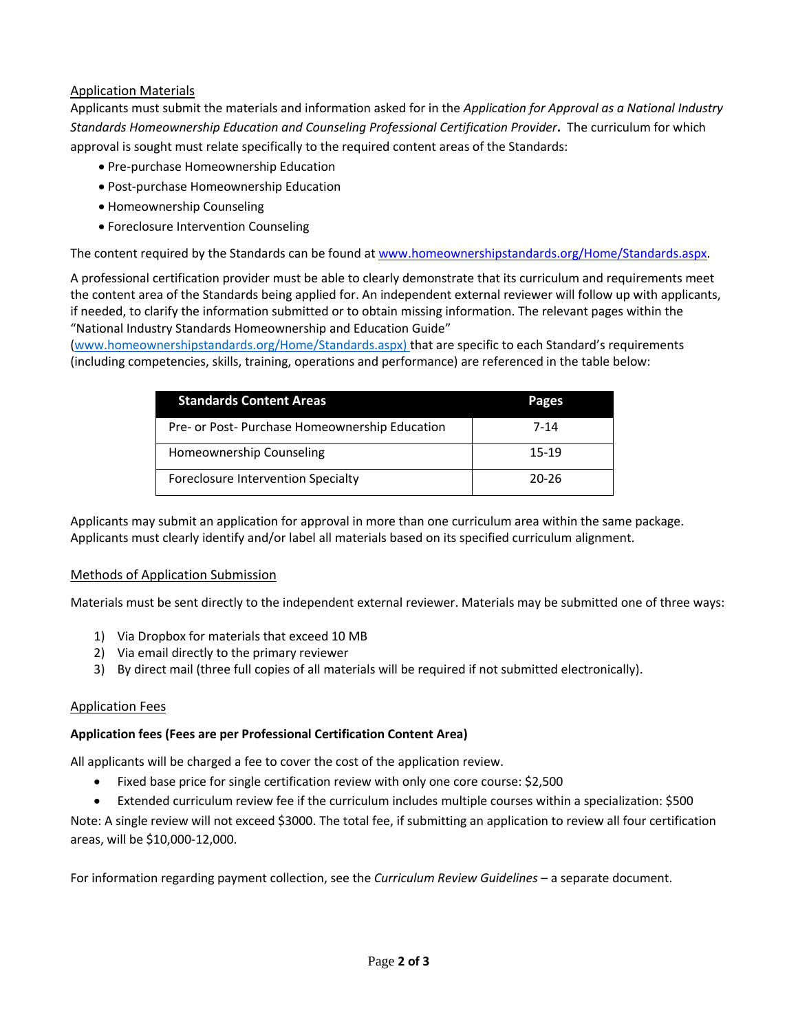## Application Materials

Applicants must submit the materials and information asked for in the *Application for Approval as a National Industry Standards Homeownership Education and Counseling Professional Certification Provider*. The curriculum for which approval is sought must relate specifically to the required content areas of the Standards:

- Pre-purchase Homeownership Education
- Post-purchase Homeownership Education
- Homeownership Counseling
- Foreclosure Intervention Counseling

The content required by the Standards can be found at www.homeownershipstandards.org/Home/Standards.aspx.

A professional certification provider must be able to clearly demonstrate that its curriculum and requirements meet the content area of the Standards being applied for. An independent external reviewer will follow up with applicants, if needed, to clarify the information submitted or to obtain missing information. The relevant pages within the "National Industry Standards Homeownership and Education Guide" (www.homeownershipstandards.org/Home/Standards.aspx) that are specific to each Standard's requirements (including competencies, skills, training, operations and performance) are referenced in the table below:

| Standards Content Areas | Pages |
|---|---|
| Pre- or Post- Purchase Homeownership Education | 7-14 |
| Homeownership Counseling | 15-19 |
| Foreclosure Intervention Specialty | 20-26 |

Applicants may submit an application for approval in more than one curriculum area within the same package. Applicants must clearly identify and/or label all materials based on its specified curriculum alignment.

## Methods of Application Submission

Materials must be sent directly to the independent external reviewer. Materials may be submitted one of three ways:

1) Via Dropbox for materials that exceed 10 MB
2) Via email directly to the primary reviewer
3) By direct mail (three full copies of all materials will be required if not submitted electronically).

## Application Fees

**Application fees (Fees are per Professional Certification Content Area)**

All applicants will be charged a fee to cover the cost of the application review.

- Fixed base price for single certification review with only one core course: $2,500
- Extended curriculum review fee if the curriculum includes multiple courses within a specialization: $500

Note: A single review will not exceed $3000. The total fee, if submitting an application to review all four certification areas, will be $10,000-12,000.

For information regarding payment collection, see the *Curriculum Review Guidelines* – a separate document.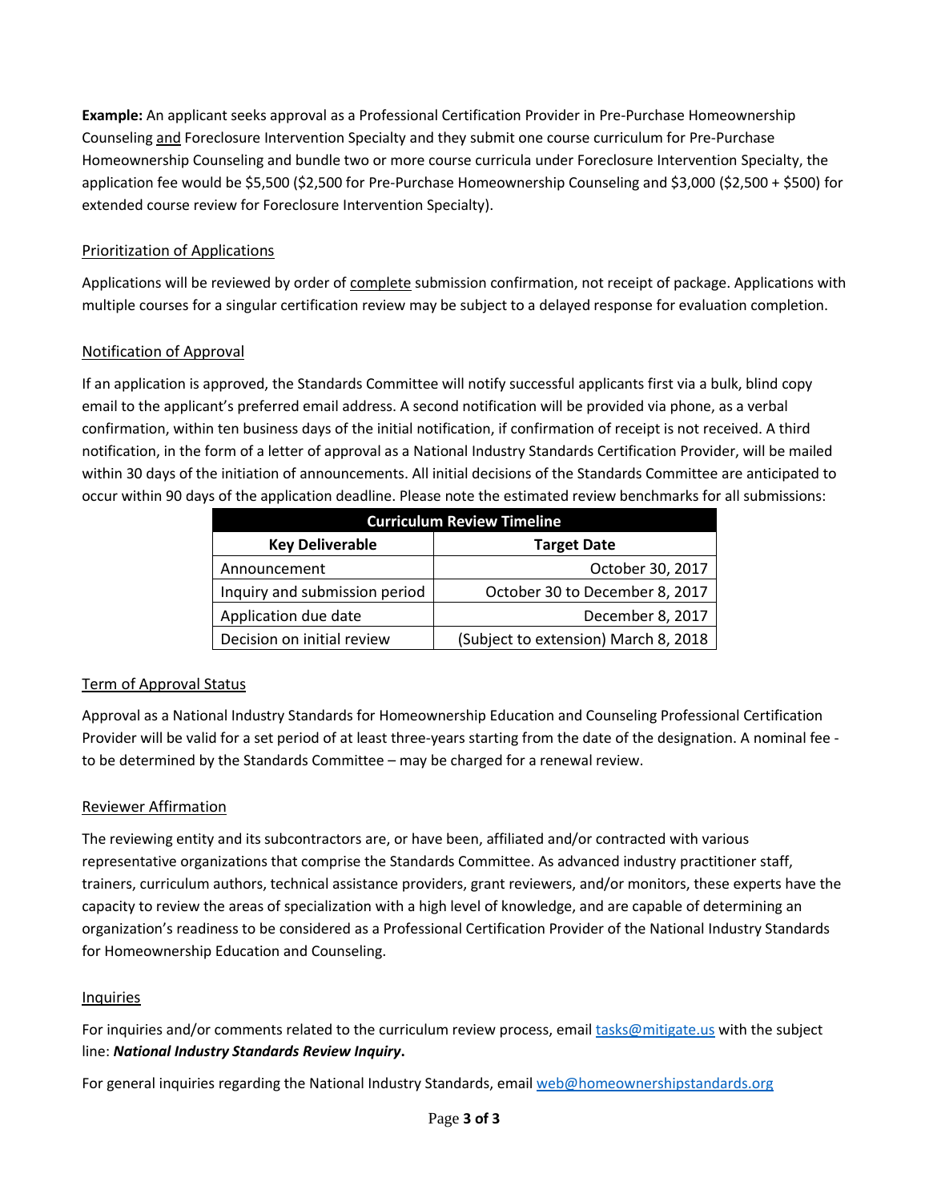**Example:** An applicant seeks approval as a Professional Certification Provider in Pre-Purchase Homeownership Counseling and Foreclosure Intervention Specialty and they submit one course curriculum for Pre-Purchase Homeownership Counseling and bundle two or more course curricula under Foreclosure Intervention Specialty, the application fee would be $5,500 ($2,500 for Pre-Purchase Homeownership Counseling and $3,000 ($2,500 + $500) for extended course review for Foreclosure Intervention Specialty).

## Prioritization of Applications

Applications will be reviewed by order of complete submission confirmation, not receipt of package. Applications with multiple courses for a singular certification review may be subject to a delayed response for evaluation completion.

## Notification of Approval

If an application is approved, the Standards Committee will notify successful applicants first via a bulk, blind copy email to the applicant's preferred email address. A second notification will be provided via phone, as a verbal confirmation, within ten business days of the initial notification, if confirmation of receipt is not received. A third notification, in the form of a letter of approval as a National Industry Standards Certification Provider, will be mailed within 30 days of the initiation of announcements. All initial decisions of the Standards Committee are anticipated to occur within 90 days of the application deadline. Please note the estimated review benchmarks for all submissions:

| Curriculum Review Timeline | |
|---|---|
| **Key Deliverable** | **Target Date** |
| Announcement | October 30, 2017 |
| Inquiry and submission period | October 30 to December 8, 2017 |
| Application due date | December 8, 2017 |
| Decision on initial review | (Subject to extension) March 8, 2018 |

## Term of Approval Status

Approval as a National Industry Standards for Homeownership Education and Counseling Professional Certification Provider will be valid for a set period of at least three-years starting from the date of the designation. A nominal fee - to be determined by the Standards Committee – may be charged for a renewal review.

## Reviewer Affirmation

The reviewing entity and its subcontractors are, or have been, affiliated and/or contracted with various representative organizations that comprise the Standards Committee. As advanced industry practitioner staff, trainers, curriculum authors, technical assistance providers, grant reviewers, and/or monitors, these experts have the capacity to review the areas of specialization with a high level of knowledge, and are capable of determining an organization's readiness to be considered as a Professional Certification Provider of the National Industry Standards for Homeownership Education and Counseling.

## Inquiries

For inquiries and/or comments related to the curriculum review process, email tasks@mitigate.us with the subject line: ***National Industry Standards Review Inquiry*.**

For general inquiries regarding the National Industry Standards, email web@homeownershipstandards.org